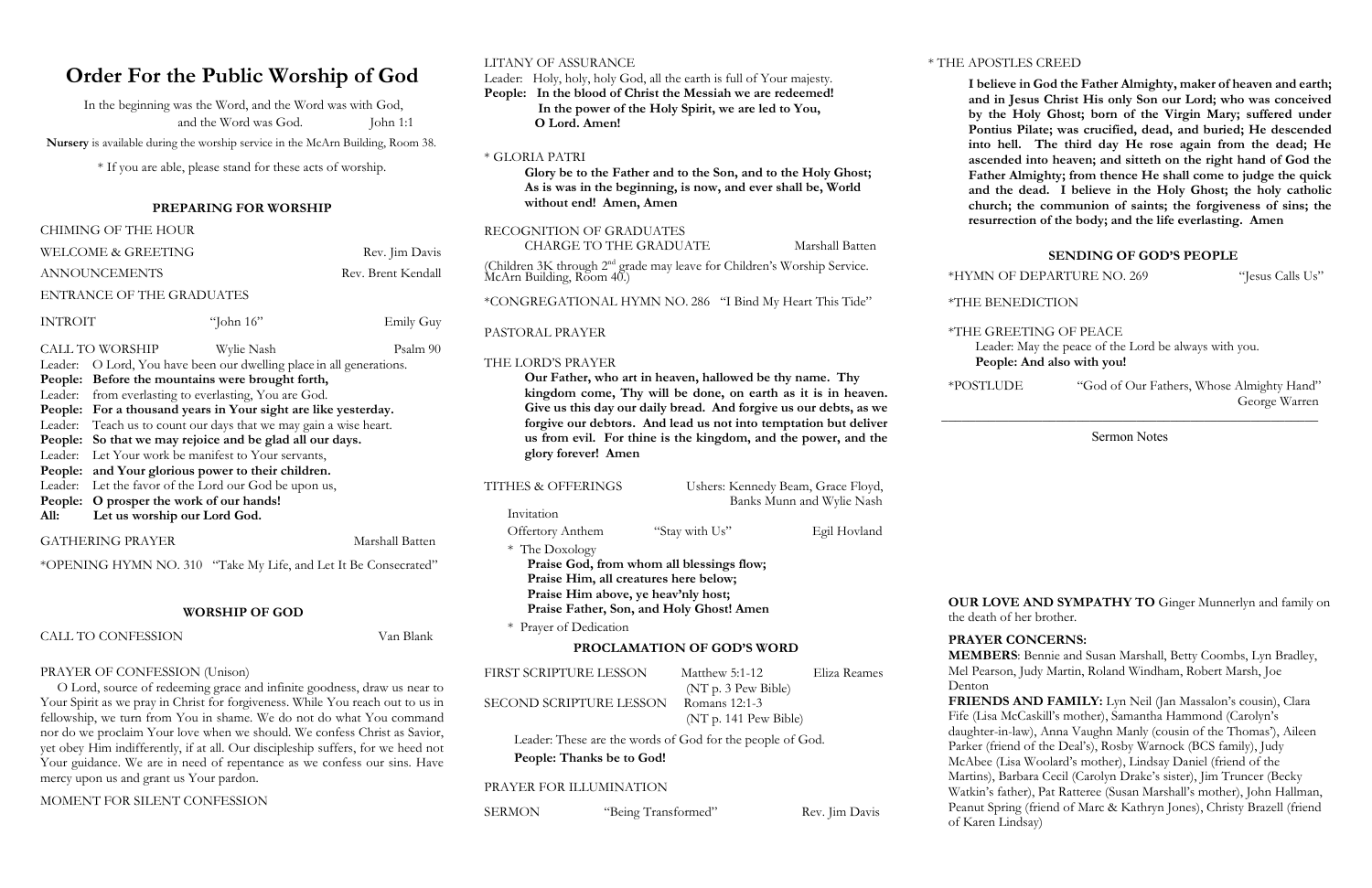# Order For the Public Worship of God

In the beginning was the Word, and the Word was with God, and the Word was God. John 1:1

**Nursery** is available during the worship service in the McArn Building, Room 38.

\* If you are able, please stand for these acts of worship.

## PREPARING FOR WORSHIP

CHIMING OF THE HOUR

WELCOME & GREETING — Rev. Jim Davis

ANNOUNCEMENTS — Rev. Brent Kendall

ENTRANCE OF THE GRADUATES

INTROIT — "John 16" — Emily Guy

CALL TO WORSHIP — Wylie Nash — Psalm 90

Leader: O Lord, You have been our dwelling place in all generations.
**People: Before the mountains were brought forth,**
Leader: from everlasting to everlasting, You are God.
**People: For a thousand years in Your sight are like yesterday.**
Leader: Teach us to count our days that we may gain a wise heart.
**People: So that we may rejoice and be glad all our days.**
Leader: Let Your work be manifest to Your servants,
**People: and Your glorious power to their children.**
Leader: Let the favor of the Lord our God be upon us,
**People: O prosper the work of our hands!**
**All: Let us worship our Lord God.**

GATHERING PRAYER — Marshall Batten

*OPENING HYMN NO. 310 "Take My Life, and Let It Be Consecrated"

## WORSHIP OF GOD

CALL TO CONFESSION — Van Blank

PRAYER OF CONFESSION (Unison)

O Lord, source of redeeming grace and infinite goodness, draw us near to Your Spirit as we pray in Christ for forgiveness. While You reach out to us in fellowship, we turn from You in shame. We do not do what You command nor do we proclaim Your love when we should. We confess Christ as Savior, yet obey Him indifferently, if at all. Our discipleship suffers, for we heed not Your guidance. We are in need of repentance as we confess our sins. Have mercy upon us and grant us Your pardon.

MOMENT FOR SILENT CONFESSION

LITANY OF ASSURANCE

Leader: Holy, holy, holy God, all the earth is full of Your majesty.
**People: In the blood of Christ the Messiah we are redeemed! In the power of the Holy Spirit, we are led to You, O Lord. Amen!**

\* GLORIA PATRI

**Glory be to the Father and to the Son, and to the Holy Ghost; As is was in the beginning, is now, and ever shall be, World without end! Amen, Amen**

RECOGNITION OF GRADUATES

CHARGE TO THE GRADUATE — Marshall Batten

(Children 3K through 2nd grade may leave for Children's Worship Service. McArn Building, Room 40.)

*CONGREGATIONAL HYMN NO. 286 "I Bind My Heart This Tide"

PASTORAL PRAYER

THE LORD'S PRAYER

**Our Father, who art in heaven, hallowed be thy name. Thy kingdom come, Thy will be done, on earth as it is in heaven. Give us this day our daily bread. And forgive us our debts, as we forgive our debtors. And lead us not into temptation but deliver us from evil. For thine is the kingdom, and the power, and the glory forever! Amen**

TITHES & OFFERINGS — Ushers: Kennedy Beam, Grace Floyd, Banks Munn and Wylie Nash

Invitation

Offertory Anthem — "Stay with Us" — Egil Hovland

\* The Doxology

**Praise God, from whom all blessings flow;**
**Praise Him, all creatures here below;**
**Praise Him above, ye heav'nly host;**
**Praise Father, Son, and Holy Ghost! Amen**

\* Prayer of Dedication

## PROCLAMATION OF GOD'S WORD

FIRST SCRIPTURE LESSON — Matthew 5:1-12 (NT p. 3 Pew Bible) — Eliza Reames

SECOND SCRIPTURE LESSON — Romans 12:1-3 (NT p. 141 Pew Bible)

Leader: These are the words of God for the people of God.
**People: Thanks be to God!**

PRAYER FOR ILLUMINATION

SERMON — "Being Transformed" — Rev. Jim Davis

\* THE APOSTLES CREED

**I believe in God the Father Almighty, maker of heaven and earth; and in Jesus Christ His only Son our Lord; who was conceived by the Holy Ghost; born of the Virgin Mary; suffered under Pontius Pilate; was crucified, dead, and buried; He descended into hell. The third day He rose again from the dead; He ascended into heaven; and sitteth on the right hand of God the Father Almighty; from thence He shall come to judge the quick and the dead. I believe in the Holy Ghost; the holy catholic church; the communion of saints; the forgiveness of sins; the resurrection of the body; and the life everlasting. Amen**

## SENDING OF GOD'S PEOPLE

*HYMN OF DEPARTURE NO. 269 — "Jesus Calls Us"

*THE BENEDICTION

*THE GREETING OF PEACE

Leader: May the peace of the Lord be always with you.
**People: And also with you!**

*POSTLUDE — "God of Our Fathers, Whose Almighty Hand" — George Warren

---

Sermon Notes

**OUR LOVE AND SYMPATHY TO** Ginger Munnerlyn and family on the death of her brother.

**PRAYER CONCERNS:**

**MEMBERS**: Bennie and Susan Marshall, Betty Coombs, Lyn Bradley, Mel Pearson, Judy Martin, Roland Windham, Robert Marsh, Joe Denton

**FRIENDS AND FAMILY:** Lyn Neil (Jan Massalon's cousin), Clara Fife (Lisa McCaskill's mother), Samantha Hammond (Carolyn's daughter-in-law), Anna Vaughn Manly (cousin of the Thomas'), Aileen Parker (friend of the Deal's), Rosby Warnock (BCS family), Judy McAbee (Lisa Woolard's mother), Lindsay Daniel (friend of the Martins), Barbara Cecil (Carolyn Drake's sister), Jim Truncer (Becky Watkin's father), Pat Ratteree (Susan Marshall's mother), John Hallman, Peanut Spring (friend of Marc & Kathryn Jones), Christy Brazell (friend of Karen Lindsay)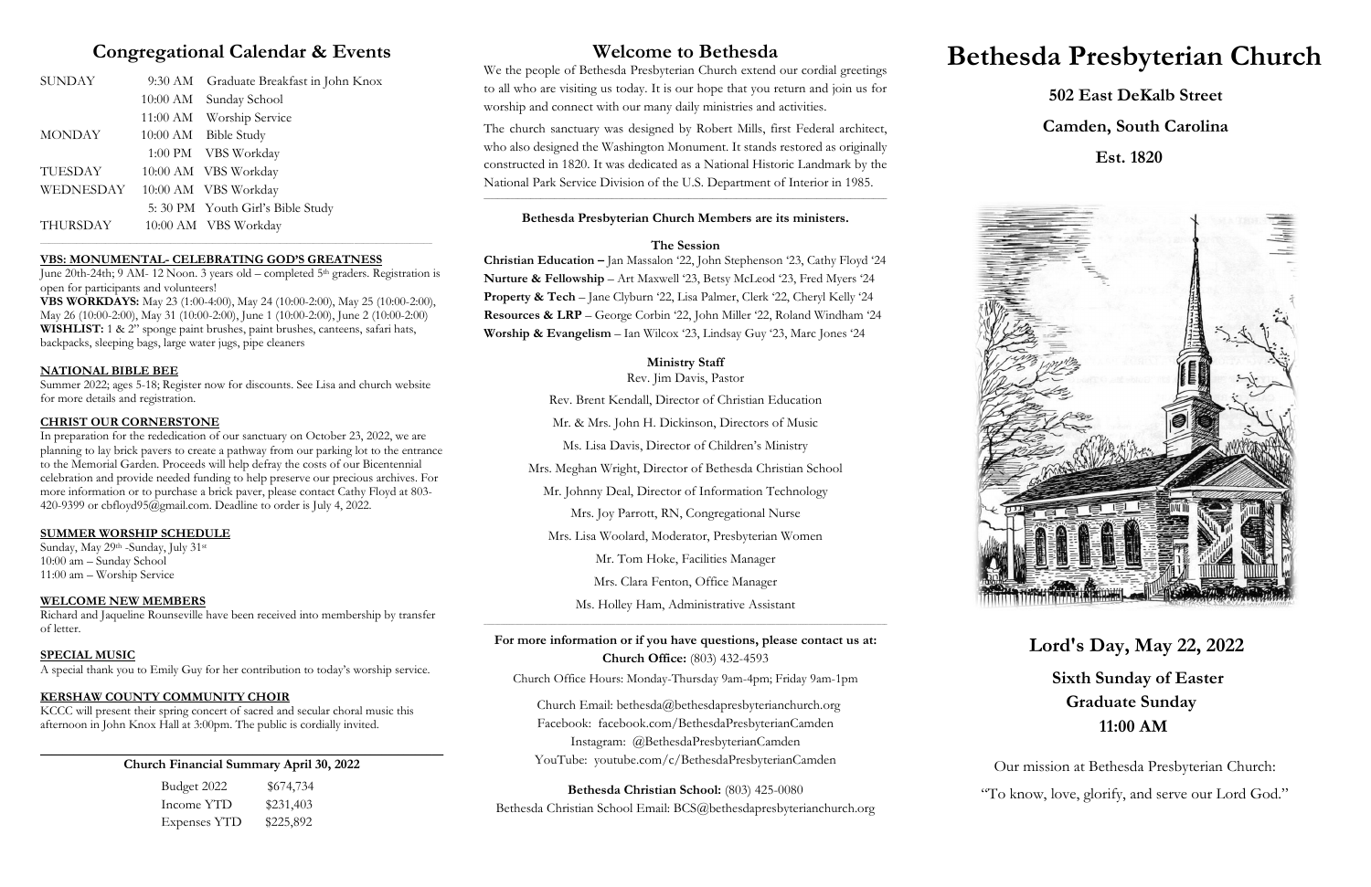## Congregational Calendar & Events

| | | |
|---|---|---|
| SUNDAY | 9:30 AM | Graduate Breakfast in John Knox |
| | 10:00 AM | Sunday School |
| | 11:00 AM | Worship Service |
| MONDAY | 10:00 AM | Bible Study |
| | 1:00 PM | VBS Workday |
| TUESDAY | 10:00 AM | VBS Workday |
| WEDNESDAY | 10:00 AM | VBS Workday |
| | 5: 30 PM | Youth Girl's Bible Study |
| THURSDAY | 10:00 AM | VBS Workday |

**VBS: MONUMENTAL- CELEBRATING GOD'S GREATNESS**

June 20th-24th; 9 AM- 12 Noon. 3 years old – completed 5th graders. Registration is open for participants and volunteers!

**VBS WORKDAYS:** May 23 (1:00-4:00), May 24 (10:00-2:00), May 25 (10:00-2:00), May 26 (10:00-2:00), May 31 (10:00-2:00), June 1 (10:00-2:00), June 2 (10:00-2:00)

**WISHLIST:** 1 & 2" sponge paint brushes, paint brushes, canteens, safari hats, backpacks, sleeping bags, large water jugs, pipe cleaners

**NATIONAL BIBLE BEE**

Summer 2022; ages 5-18; Register now for discounts. See Lisa and church website for more details and registration.

**CHRIST OUR CORNERSTONE**

In preparation for the rededication of our sanctuary on October 23, 2022, we are planning to lay brick pavers to create a pathway from our parking lot to the entrance to the Memorial Garden. Proceeds will help defray the costs of our Bicentennial celebration and provide needed funding to help preserve our precious archives. For more information or to purchase a brick paver, please contact Cathy Floyd at 803-420-9399 or cbfloyd95@gmail.com. Deadline to order is July 4, 2022.

**SUMMER WORSHIP SCHEDULE**

Sunday, May 29th -Sunday, July 31st
10:00 am – Sunday School
11:00 am – Worship Service

**WELCOME NEW MEMBERS**

Richard and Jaqueline Rounseville have been received into membership by transfer of letter.

**SPECIAL MUSIC**

A special thank you to Emily Guy for her contribution to today's worship service.

**KERSHAW COUNTY COMMUNITY CHOIR**

KCCC will present their spring concert of sacred and secular choral music this afternoon in John Knox Hall at 3:00pm. The public is cordially invited.

**Church Financial Summary April 30, 2022**

| | |
|---|---|
| Budget 2022 | $674,734 |
| Income YTD | $231,403 |
| Expenses YTD | $225,892 |

## Welcome to Bethesda

We the people of Bethesda Presbyterian Church extend our cordial greetings to all who are visiting us today. It is our hope that you return and join us for worship and connect with our many daily ministries and activities.

The church sanctuary was designed by Robert Mills, first Federal architect, who also designed the Washington Monument. It stands restored as originally constructed in 1820. It was dedicated as a National Historic Landmark by the National Park Service Division of the U.S. Department of Interior in 1985.

**Bethesda Presbyterian Church Members are its ministers.**

**The Session**

**Christian Education –** Jan Massalon '22, John Stephenson '23, Cathy Floyd '24
**Nurture & Fellowship** – Art Maxwell '23, Betsy McLeod '23, Fred Myers '24
**Property & Tech** – Jane Clyburn '22, Lisa Palmer, Clerk '22, Cheryl Kelly '24
**Resources & LRP** – George Corbin '22, John Miller '22, Roland Windham '24
**Worship & Evangelism** – Ian Wilcox '23, Lindsay Guy '23, Marc Jones '24

**Ministry Staff**

Rev. Jim Davis, Pastor
Rev. Brent Kendall, Director of Christian Education
Mr. & Mrs. John H. Dickinson, Directors of Music
Ms. Lisa Davis, Director of Children's Ministry
Mrs. Meghan Wright, Director of Bethesda Christian School
Mr. Johnny Deal, Director of Information Technology
Mrs. Joy Parrott, RN, Congregational Nurse
Mrs. Lisa Woolard, Moderator, Presbyterian Women
Mr. Tom Hoke, Facilities Manager
Mrs. Clara Fenton, Office Manager
Ms. Holley Ham, Administrative Assistant

**For more information or if you have questions, please contact us at:**
**Church Office:** (803) 432-4593

Church Office Hours: Monday-Thursday 9am-4pm; Friday 9am-1pm

Church Email: bethesda@bethesdapresbyterianchurch.org
Facebook: facebook.com/BethesdaPresbyterianCamden
Instagram: @BethesdaPresbyterianCamden
YouTube: youtube.com/c/BethesdaPresbyterianCamden

**Bethesda Christian School:** (803) 425-0080
Bethesda Christian School Email: BCS@bethesdapresbyterianchurch.org

# Bethesda Presbyterian Church

**502 East DeKalb Street**

**Camden, South Carolina**

**Est. 1820**

## Lord's Day, May 22, 2022

**Sixth Sunday of Easter**
**Graduate Sunday**
**11:00 AM**

Our mission at Bethesda Presbyterian Church:
"To know, love, glorify, and serve our Lord God."